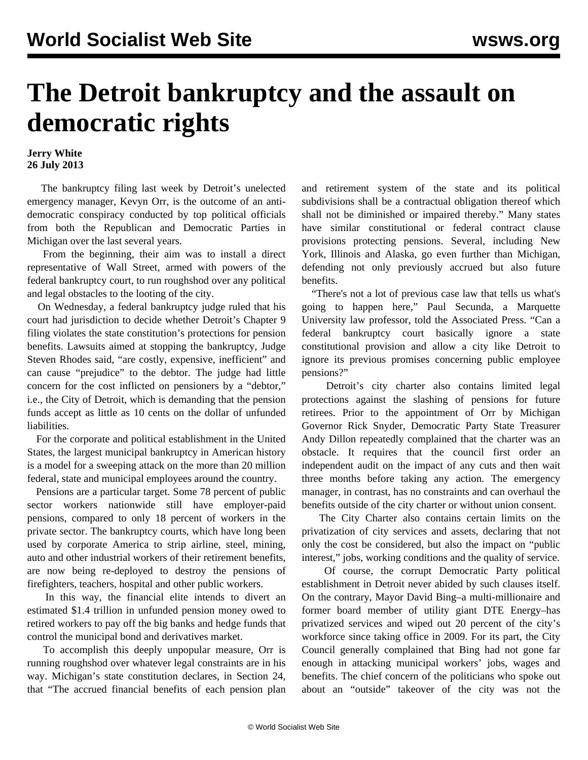# The Detroit bankruptcy and the assault on democratic rights

**Jerry White**
**26 July 2013**

The bankruptcy filing last week by Detroit's unelected emergency manager, Kevyn Orr, is the outcome of an anti-democratic conspiracy conducted by top political officials from both the Republican and Democratic Parties in Michigan over the last several years.

From the beginning, their aim was to install a direct representative of Wall Street, armed with powers of the federal bankruptcy court, to run roughshod over any political and legal obstacles to the looting of the city.

On Wednesday, a federal bankruptcy judge ruled that his court had jurisdiction to decide whether Detroit's Chapter 9 filing violates the state constitution's protections for pension benefits. Lawsuits aimed at stopping the bankruptcy, Judge Steven Rhodes said, "are costly, expensive, inefficient" and can cause "prejudice" to the debtor. The judge had little concern for the cost inflicted on pensioners by a "debtor," i.e., the City of Detroit, which is demanding that the pension funds accept as little as 10 cents on the dollar of unfunded liabilities.

For the corporate and political establishment in the United States, the largest municipal bankruptcy in American history is a model for a sweeping attack on the more than 20 million federal, state and municipal employees around the country.

Pensions are a particular target. Some 78 percent of public sector workers nationwide still have employer-paid pensions, compared to only 18 percent of workers in the private sector. The bankruptcy courts, which have long been used by corporate America to strip airline, steel, mining, auto and other industrial workers of their retirement benefits, are now being re-deployed to destroy the pensions of firefighters, teachers, hospital and other public workers.

In this way, the financial elite intends to divert an estimated $1.4 trillion in unfunded pension money owed to retired workers to pay off the big banks and hedge funds that control the municipal bond and derivatives market.

To accomplish this deeply unpopular measure, Orr is running roughshod over whatever legal constraints are in his way. Michigan's state constitution declares, in Section 24, that "The accrued financial benefits of each pension plan and retirement system of the state and its political subdivisions shall be a contractual obligation thereof which shall not be diminished or impaired thereby." Many states have similar constitutional or federal contract clause provisions protecting pensions. Several, including New York, Illinois and Alaska, go even further than Michigan, defending not only previously accrued but also future benefits.

"There's not a lot of previous case law that tells us what's going to happen here," Paul Secunda, a Marquette University law professor, told the Associated Press. "Can a federal bankruptcy court basically ignore a state constitutional provision and allow a city like Detroit to ignore its previous promises concerning public employee pensions?"

Detroit's city charter also contains limited legal protections against the slashing of pensions for future retirees. Prior to the appointment of Orr by Michigan Governor Rick Snyder, Democratic Party State Treasurer Andy Dillon repeatedly complained that the charter was an obstacle. It requires that the council first order an independent audit on the impact of any cuts and then wait three months before taking any action. The emergency manager, in contrast, has no constraints and can overhaul the benefits outside of the city charter or without union consent.

The City Charter also contains certain limits on the privatization of city services and assets, declaring that not only the cost be considered, but also the impact on "public interest," jobs, working conditions and the quality of service.

Of course, the corrupt Democratic Party political establishment in Detroit never abided by such clauses itself. On the contrary, Mayor David Bing–a multi-millionaire and former board member of utility giant DTE Energy–has privatized services and wiped out 20 percent of the city's workforce since taking office in 2009. For its part, the City Council generally complained that Bing had not gone far enough in attacking municipal workers' jobs, wages and benefits. The chief concern of the politicians who spoke out about an "outside" takeover of the city was not the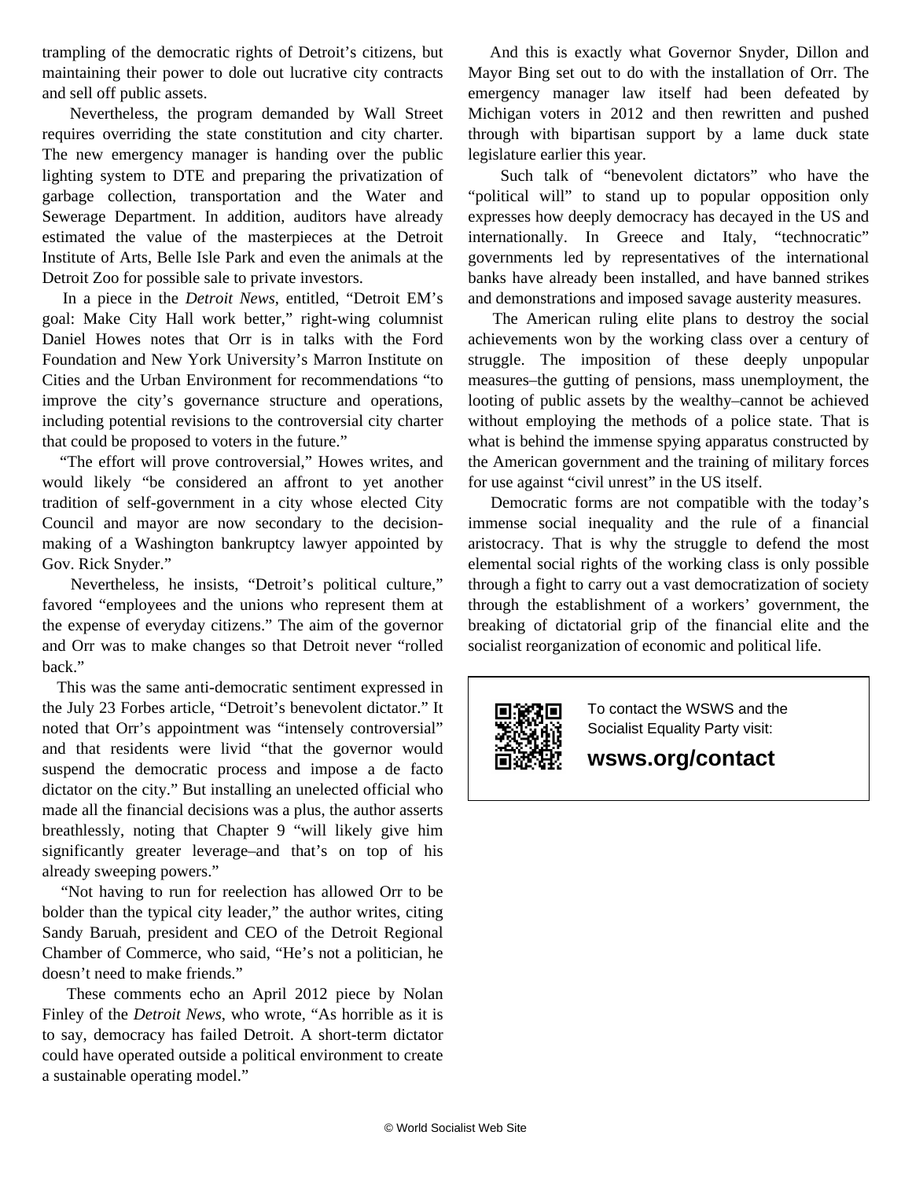trampling of the democratic rights of Detroit's citizens, but maintaining their power to dole out lucrative city contracts and sell off public assets.

Nevertheless, the program demanded by Wall Street requires overriding the state constitution and city charter. The new emergency manager is handing over the public lighting system to DTE and preparing the privatization of garbage collection, transportation and the Water and Sewerage Department. In addition, auditors have already estimated the value of the masterpieces at the Detroit Institute of Arts, Belle Isle Park and even the animals at the Detroit Zoo for possible sale to private investors.

In a piece in the *Detroit News*, entitled, "Detroit EM's goal: Make City Hall work better," right-wing columnist Daniel Howes notes that Orr is in talks with the Ford Foundation and New York University's Marron Institute on Cities and the Urban Environment for recommendations "to improve the city's governance structure and operations, including potential revisions to the controversial city charter that could be proposed to voters in the future."

"The effort will prove controversial," Howes writes, and would likely "be considered an affront to yet another tradition of self-government in a city whose elected City Council and mayor are now secondary to the decision-making of a Washington bankruptcy lawyer appointed by Gov. Rick Snyder."

Nevertheless, he insists, "Detroit's political culture," favored "employees and the unions who represent them at the expense of everyday citizens." The aim of the governor and Orr was to make changes so that Detroit never "rolled back."

This was the same anti-democratic sentiment expressed in the July 23 Forbes article, "Detroit's benevolent dictator." It noted that Orr's appointment was "intensely controversial" and that residents were livid "that the governor would suspend the democratic process and impose a de facto dictator on the city." But installing an unelected official who made all the financial decisions was a plus, the author asserts breathlessly, noting that Chapter 9 "will likely give him significantly greater leverage–and that's on top of his already sweeping powers."

"Not having to run for reelection has allowed Orr to be bolder than the typical city leader," the author writes, citing Sandy Baruah, president and CEO of the Detroit Regional Chamber of Commerce, who said, "He's not a politician, he doesn't need to make friends."

These comments echo an April 2012 piece by Nolan Finley of the *Detroit News*, who wrote, "As horrible as it is to say, democracy has failed Detroit. A short-term dictator could have operated outside a political environment to create a sustainable operating model."

And this is exactly what Governor Snyder, Dillon and Mayor Bing set out to do with the installation of Orr. The emergency manager law itself had been defeated by Michigan voters in 2012 and then rewritten and pushed through with bipartisan support by a lame duck state legislature earlier this year.

Such talk of "benevolent dictators" who have the "political will" to stand up to popular opposition only expresses how deeply democracy has decayed in the US and internationally. In Greece and Italy, "technocratic" governments led by representatives of the international banks have already been installed, and have banned strikes and demonstrations and imposed savage austerity measures.

The American ruling elite plans to destroy the social achievements won by the working class over a century of struggle. The imposition of these deeply unpopular measures–the gutting of pensions, mass unemployment, the looting of public assets by the wealthy–cannot be achieved without employing the methods of a police state. That is what is behind the immense spying apparatus constructed by the American government and the training of military forces for use against "civil unrest" in the US itself.

Democratic forms are not compatible with the today's immense social inequality and the rule of a financial aristocracy. That is why the struggle to defend the most elemental social rights of the working class is only possible through a fight to carry out a vast democratization of society through the establishment of a workers' government, the breaking of dictatorial grip of the financial elite and the socialist reorganization of economic and political life.

To contact the WSWS and the Socialist Equality Party visit:

**wsws.org/contact**